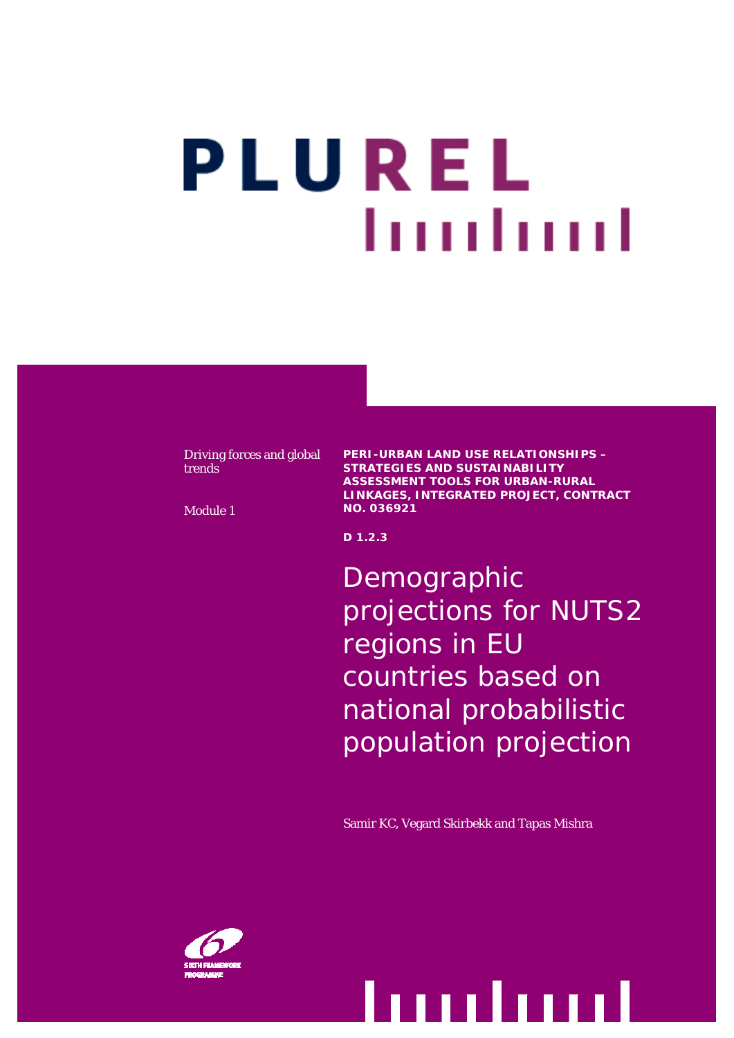# PLUREL

Driving forces and global trends

Module 1

**PERI-URBAN LAND USE RELATIONSHIPS – STRATEGIES AND SUSTAINABILITY ASSESSMENT TOOLS FOR URBAN-RURAL LINKAGES, INTEGRATED PROJECT, CONTRACT NO. 036921**

**D 1.2.3**

## Demographic projections for NUTS2 regions in EU countries based on national probabilistic population projection

Samir KC, Vegard Skirbekk and Tapas Mishra

SIXTH FRAMEWORK PROGRAMME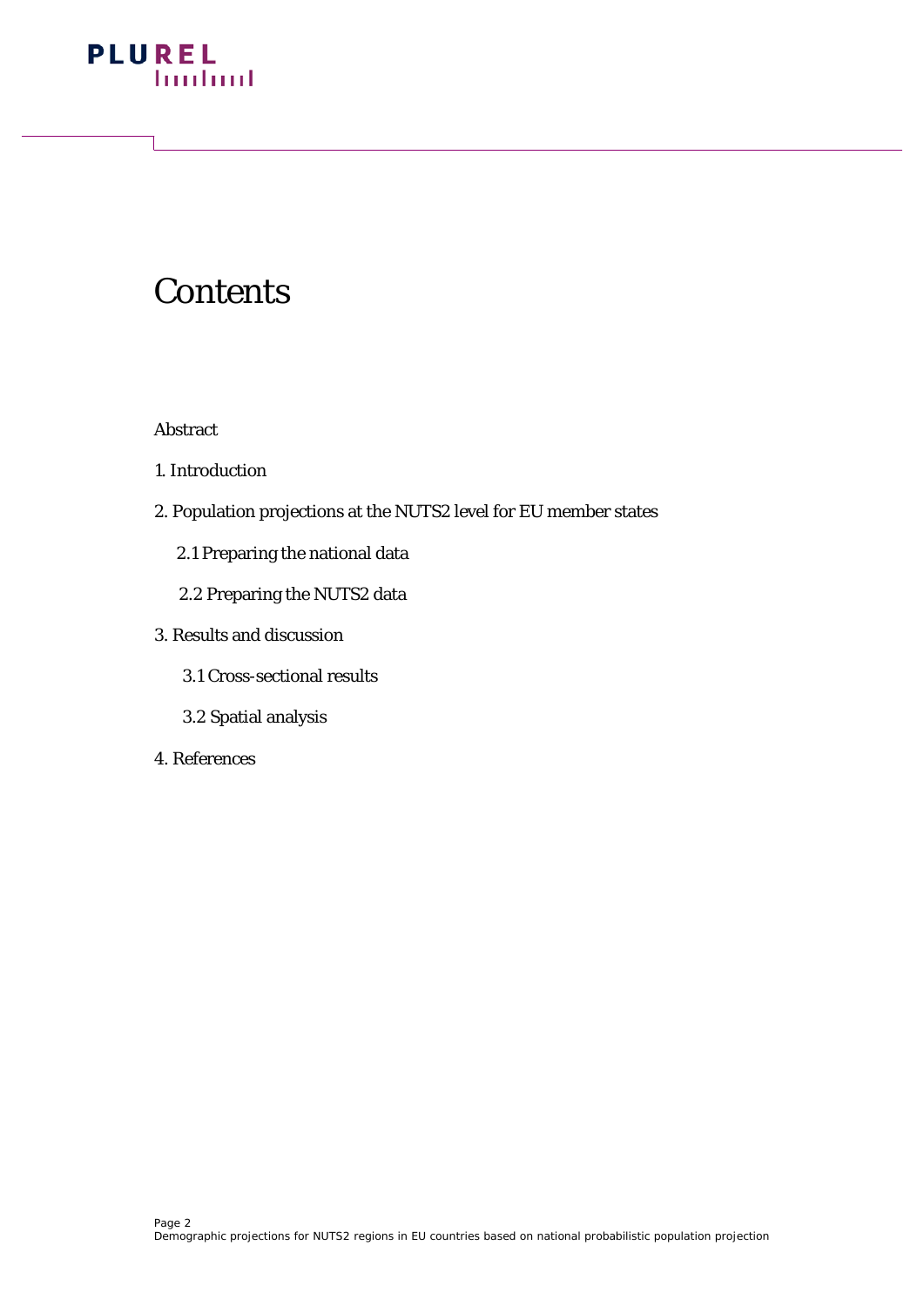# Contents

Abstract

1. Introduction

2. Population projections at the NUTS2 level for EU member states

    2.1 Preparing the national data

    2.2 Preparing the NUTS2 data

3. Results and discussion

    3.1 Cross-sectional results

    3.2 Spatial analysis

4. References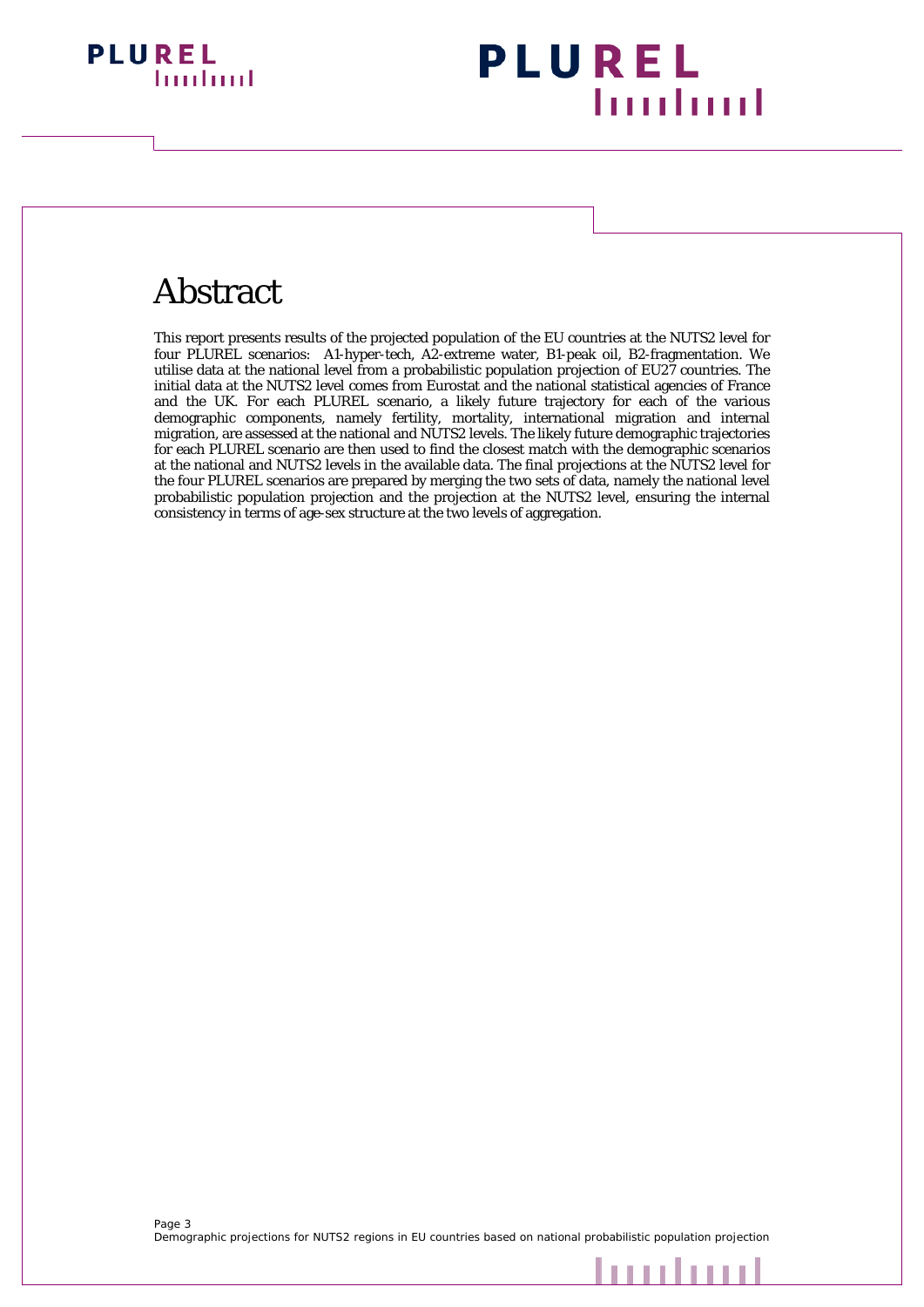# Abstract

This report presents results of the projected population of the EU countries at the NUTS2 level for four PLUREL scenarios: A1-hyper-tech, A2-extreme water, B1-peak oil, B2-fragmentation. We utilise data at the national level from a probabilistic population projection of EU27 countries. The initial data at the NUTS2 level comes from Eurostat and the national statistical agencies of France and the UK. For each PLUREL scenario, a likely future trajectory for each of the various demographic components, namely fertility, mortality, international migration and internal migration, are assessed at the national and NUTS2 levels. The likely future demographic trajectories for each PLUREL scenario are then used to find the closest match with the demographic scenarios at the national and NUTS2 levels in the available data. The final projections at the NUTS2 level for the four PLUREL scenarios are prepared by merging the two sets of data, namely the national level probabilistic population projection and the projection at the NUTS2 level, ensuring the internal consistency in terms of age-sex structure at the two levels of aggregation.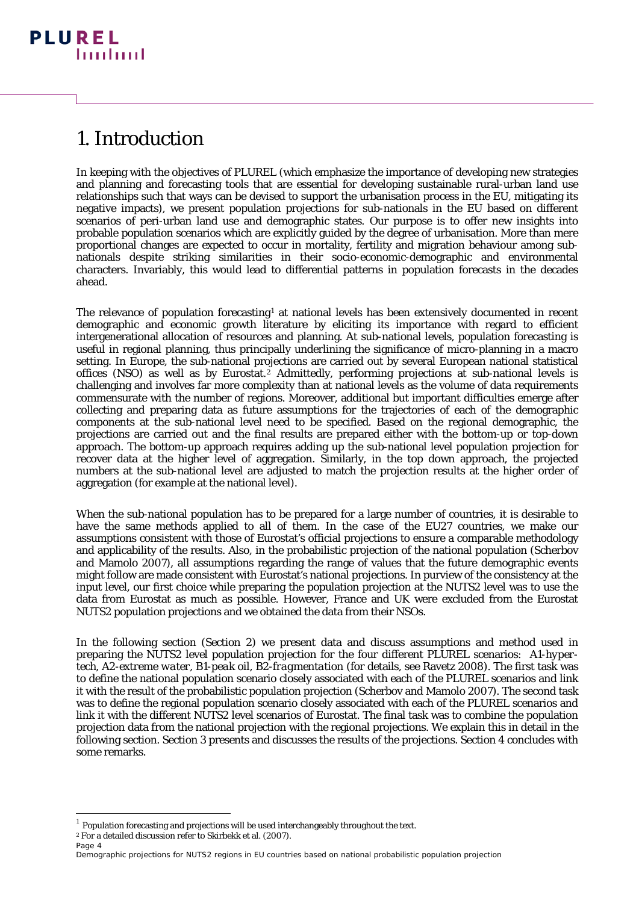# 1. Introduction

In keeping with the objectives of PLUREL (which emphasize the importance of developing new strategies and planning and forecasting tools that are essential for developing sustainable rural-urban land use relationships such that ways can be devised to support the urbanisation process in the EU, mitigating its negative impacts), we present population projections for sub-nationals in the EU based on different scenarios of peri-urban land use and demographic states. Our purpose is to offer new insights into probable population scenarios which are explicitly guided by the degree of urbanisation. More than mere proportional changes are expected to occur in mortality, fertility and migration behaviour among sub-nationals despite striking similarities in their socio-economic-demographic and environmental characters. Invariably, this would lead to differential patterns in population forecasts in the decades ahead.

The relevance of population forecasting[1] at national levels has been extensively documented in recent demographic and economic growth literature by eliciting its importance with regard to efficient intergenerational allocation of resources and planning. At sub-national levels, population forecasting is useful in regional planning, thus principally underlining the significance of micro-planning in a macro setting. In Europe, the sub-national projections are carried out by several European national statistical offices (NSO) as well as by Eurostat.[2] Admittedly, performing projections at sub-national levels is challenging and involves far more complexity than at national levels as the volume of data requirements commensurate with the number of regions. Moreover, additional but important difficulties emerge after collecting and preparing data as future assumptions for the trajectories of each of the demographic components at the sub-national level need to be specified. Based on the regional demographic, the projections are carried out and the final results are prepared either with the bottom-up or top-down approach. The bottom-up approach requires adding up the sub-national level population projection for recover data at the higher level of aggregation. Similarly, in the top down approach, the projected numbers at the sub-national level are adjusted to match the projection results at the higher order of aggregation (for example at the national level).

When the sub-national population has to be prepared for a large number of countries, it is desirable to have the same methods applied to all of them. In the case of the EU27 countries, we make our assumptions consistent with those of Eurostat's official projections to ensure a comparable methodology and applicability of the results. Also, in the probabilistic projection of the national population (Scherbov and Mamolo 2007), all assumptions regarding the range of values that the future demographic events might follow are made consistent with Eurostat's national projections. In purview of the consistency at the input level, our first choice while preparing the population projection at the NUTS2 level was to use the data from Eurostat as much as possible. However, France and UK were excluded from the Eurostat NUTS2 population projections and we obtained the data from their NSOs.

In the following section (Section 2) we present data and discuss assumptions and method used in preparing the NUTS2 level population projection for the four different PLUREL scenarios: *A1-hyper-tech*, *A2-extreme water*, *B1-peak oil*, *B2-fragmentation* (for details, see Ravetz 2008). The first task was to define the national population scenario closely associated with each of the PLUREL scenarios and link it with the result of the probabilistic population projection (Scherbov and Mamolo 2007). The second task was to define the regional population scenario closely associated with each of the PLUREL scenarios and link it with the different NUTS2 level scenarios of Eurostat. The final task was to combine the population projection data from the national projection with the regional projections. We explain this in detail in the following section. Section 3 presents and discusses the results of the projections. Section 4 concludes with some remarks.

---

[1] Population forecasting and projections will be used interchangeably throughout the text.

[2] For a detailed discussion refer to Skirbekk et al. (2007).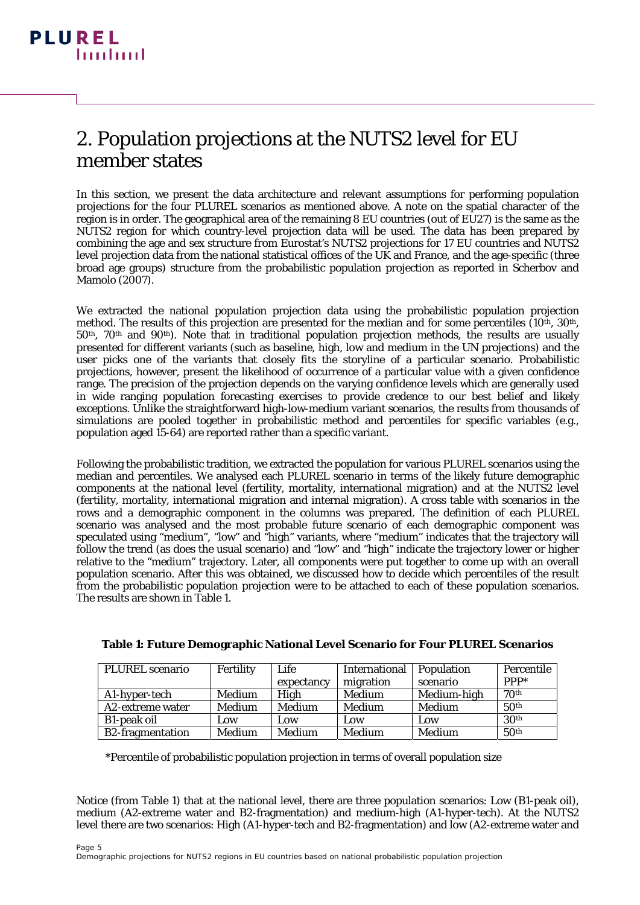# 2. Population projections at the NUTS2 level for EU member states

In this section, we present the data architecture and relevant assumptions for performing population projections for the four PLUREL scenarios as mentioned above. A note on the spatial character of the region is in order. The geographical area of the remaining 8 EU countries (out of EU27) is the same as the NUTS2 region for which country-level projection data will be used. The data has been prepared by combining the age and sex structure from Eurostat's NUTS2 projections for 17 EU countries and NUTS2 level projection data from the national statistical offices of the UK and France, and the age-specific (three broad age groups) structure from the probabilistic population projection as reported in Scherbov and Mamolo (2007).

We extracted the national population projection data using the probabilistic population projection method. The results of this projection are presented for the median and for some percentiles (10th, 30th, 50th, 70th and 90th). Note that in traditional population projection methods, the results are usually presented for different variants (such as baseline, high, low and medium in the UN projections) and the user picks one of the variants that closely fits the storyline of a particular scenario. Probabilistic projections, however, present the likelihood of occurrence of a particular value with a given confidence range. The precision of the projection depends on the varying confidence levels which are generally used in wide ranging population forecasting exercises to provide credence to our best belief and likely exceptions. Unlike the straightforward high-low-medium variant scenarios, the results from thousands of simulations are pooled together in probabilistic method and percentiles for specific variables (e.g., population aged 15-64) are reported rather than a specific variant.

Following the probabilistic tradition, we extracted the population for various PLUREL scenarios using the median and percentiles. We analysed each PLUREL scenario in terms of the likely future demographic components at the national level (fertility, mortality, international migration) and at the NUTS2 level (fertility, mortality, international migration and internal migration). A cross table with scenarios in the rows and a demographic component in the columns was prepared. The definition of each PLUREL scenario was analysed and the most probable future scenario of each demographic component was speculated using "medium", "low" and "high" variants, where "medium" indicates that the trajectory will follow the trend (as does the usual scenario) and "low" and "high" indicate the trajectory lower or higher relative to the "medium" trajectory. Later, all components were put together to come up with an overall population scenario. After this was obtained, we discussed how to decide which percentiles of the result from the probabilistic population projection were to be attached to each of these population scenarios. The results are shown in Table 1.

**Table 1: Future Demographic National Level Scenario for Four PLUREL Scenarios**

| PLUREL scenario | Fertility | Life expectancy | International migration | Population scenario | Percentile PPP* |
|---|---|---|---|---|---|
| A1-hyper-tech | Medium | High | Medium | Medium-high | 70th |
| A2-extreme water | Medium | Medium | Medium | Medium | 50th |
| B1-peak oil | Low | Low | Low | Low | 30th |
| B2-fragmentation | Medium | Medium | Medium | Medium | 50th |

*Percentile of probabilistic population projection in terms of overall population size

Notice (from Table 1) that at the national level, there are three population scenarios: Low (B1-peak oil), medium (A2-extreme water and B2-fragmentation) and medium-high (A1-hyper-tech). At the NUTS2 level there are two scenarios: High (A1-hyper-tech and B2-fragmentation) and low (A2-extreme water and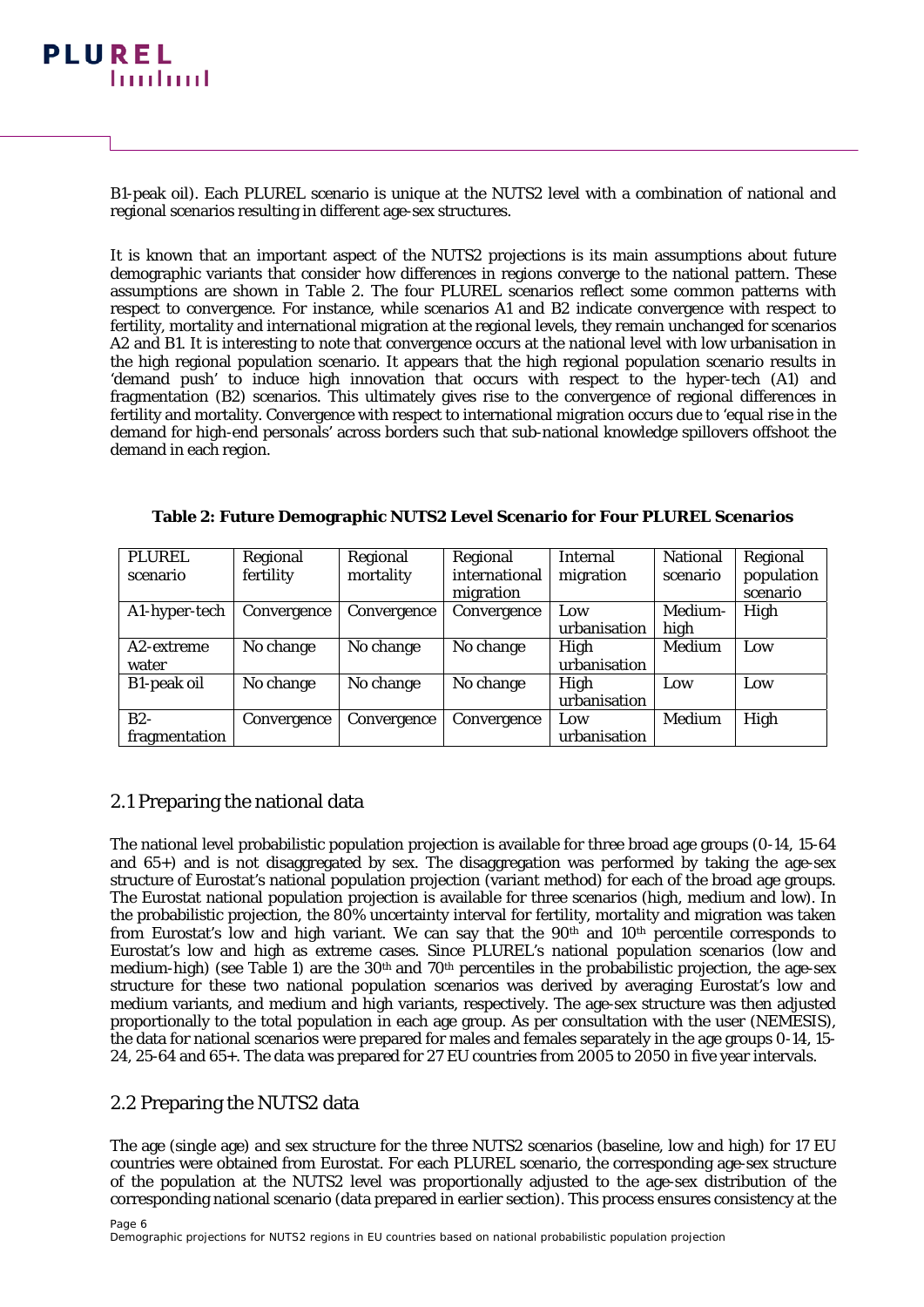B1-peak oil). Each PLUREL scenario is unique at the NUTS2 level with a combination of national and regional scenarios resulting in different age-sex structures.

It is known that an important aspect of the NUTS2 projections is its main assumptions about future demographic variants that consider how differences in regions converge to the national pattern. These assumptions are shown in Table 2. The four PLUREL scenarios reflect some common patterns with respect to convergence. For instance, while scenarios A1 and B2 indicate convergence with respect to fertility, mortality and international migration at the regional levels, they remain unchanged for scenarios A2 and B1. It is interesting to note that convergence occurs at the national level with low urbanisation in the high regional population scenario. It appears that the high regional population scenario results in 'demand push' to induce high innovation that occurs with respect to the hyper-tech (A1) and fragmentation (B2) scenarios. This ultimately gives rise to the convergence of regional differences in fertility and mortality. Convergence with respect to international migration occurs due to 'equal rise in the demand for high-end personals' across borders such that sub-national knowledge spillovers offshoot the demand in each region.

**Table 2: Future Demographic NUTS2 Level Scenario for Four PLUREL Scenarios**

| PLUREL scenario | Regional fertility | Regional mortality | Regional international migration | Internal migration | National scenario | Regional population scenario |
|---|---|---|---|---|---|---|
| A1-hyper-tech | Convergence | Convergence | Convergence | Low urbanisation | Medium-high | High |
| A2-extreme water | No change | No change | No change | High urbanisation | Medium | Low |
| B1-peak oil | No change | No change | No change | High urbanisation | Low | Low |
| B2-fragmentation | Convergence | Convergence | Convergence | Low urbanisation | Medium | High |

## 2.1 Preparing the national data

The national level probabilistic population projection is available for three broad age groups (0-14, 15-64 and 65+) and is not disaggregated by sex. The disaggregation was performed by taking the age-sex structure of Eurostat's national population projection (variant method) for each of the broad age groups. The Eurostat national population projection is available for three scenarios (high, medium and low). In the probabilistic projection, the 80% uncertainty interval for fertility, mortality and migration was taken from Eurostat's low and high variant. We can say that the 90th and 10th percentile corresponds to Eurostat's low and high as extreme cases. Since PLUREL's national population scenarios (low and medium-high) (see Table 1) are the 30th and 70th percentiles in the probabilistic projection, the age-sex structure for these two national population scenarios was derived by averaging Eurostat's low and medium variants, and medium and high variants, respectively. The age-sex structure was then adjusted proportionally to the total population in each age group. As per consultation with the user (NEMESIS), the data for national scenarios were prepared for males and females separately in the age groups 0-14, 15-24, 25-64 and 65+. The data was prepared for 27 EU countries from 2005 to 2050 in five year intervals.

## 2.2 Preparing the NUTS2 data

The age (single age) and sex structure for the three NUTS2 scenarios (baseline, low and high) for 17 EU countries were obtained from Eurostat. For each PLUREL scenario, the corresponding age-sex structure of the population at the NUTS2 level was proportionally adjusted to the age-sex distribution of the corresponding national scenario (data prepared in earlier section). This process ensures consistency at the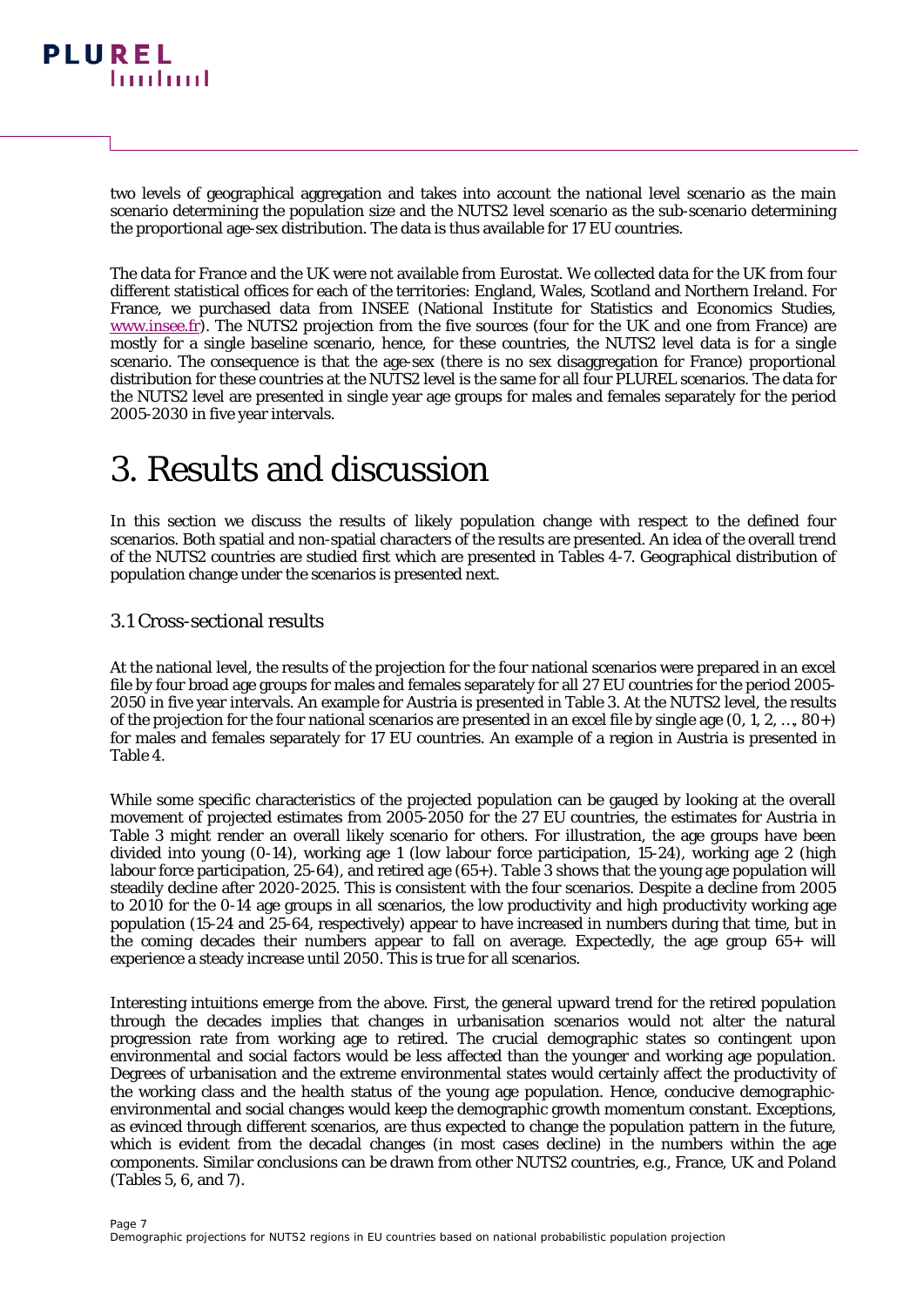two levels of geographical aggregation and takes into account the national level scenario as the main scenario determining the population size and the NUTS2 level scenario as the sub-scenario determining the proportional age-sex distribution. The data is thus available for 17 EU countries.

The data for France and the UK were not available from Eurostat. We collected data for the UK from four different statistical offices for each of the territories: England, Wales, Scotland and Northern Ireland. For France, we purchased data from INSEE (National Institute for Statistics and Economics Studies, www.insee.fr). The NUTS2 projection from the five sources (four for the UK and one from France) are mostly for a single baseline scenario, hence, for these countries, the NUTS2 level data is for a single scenario. The consequence is that the age-sex (there is no sex disaggregation for France) proportional distribution for these countries at the NUTS2 level is the same for all four PLUREL scenarios. The data for the NUTS2 level are presented in single year age groups for males and females separately for the period 2005-2030 in five year intervals.

# 3. Results and discussion

In this section we discuss the results of likely population change with respect to the defined four scenarios. Both spatial and non-spatial characters of the results are presented. An idea of the overall trend of the NUTS2 countries are studied first which are presented in Tables 4-7. Geographical distribution of population change under the scenarios is presented next.

## 3.1 Cross-sectional results

At the national level, the results of the projection for the four national scenarios were prepared in an excel file by four broad age groups for males and females separately for all 27 EU countries for the period 2005-2050 in five year intervals. An example for Austria is presented in Table 3. At the NUTS2 level, the results of the projection for the four national scenarios are presented in an excel file by single age (0, 1, 2, …, 80+) for males and females separately for 17 EU countries. An example of a region in Austria is presented in Table 4.

While some specific characteristics of the projected population can be gauged by looking at the overall movement of projected estimates from 2005-2050 for the 27 EU countries, the estimates for Austria in Table 3 might render an overall likely scenario for others. For illustration, the age groups have been divided into young (0-14), working age 1 (low labour force participation, 15-24), working age 2 (high labour force participation, 25-64), and retired age (65+). Table 3 shows that the young age population will steadily decline after 2020-2025. This is consistent with the four scenarios. Despite a decline from 2005 to 2010 for the 0-14 age groups in all scenarios, the low productivity and high productivity working age population (15-24 and 25-64, respectively) appear to have increased in numbers during that time, but in the coming decades their numbers appear to fall on average. Expectedly, the age group 65+ will experience a steady increase until 2050. This is true for all scenarios.

Interesting intuitions emerge from the above. First, the general upward trend for the retired population through the decades implies that changes in urbanisation scenarios would not alter the natural progression rate from working age to retired. The crucial demographic states so contingent upon environmental and social factors would be less affected than the younger and working age population. Degrees of urbanisation and the extreme environmental states would certainly affect the productivity of the working class and the health status of the young age population. Hence, conducive demographic-environmental and social changes would keep the demographic growth momentum constant. Exceptions, as evinced through different scenarios, are thus expected to change the population pattern in the future, which is evident from the decadal changes (in most cases decline) in the numbers within the age components. Similar conclusions can be drawn from other NUTS2 countries, e.g., France, UK and Poland (Tables 5, 6, and 7).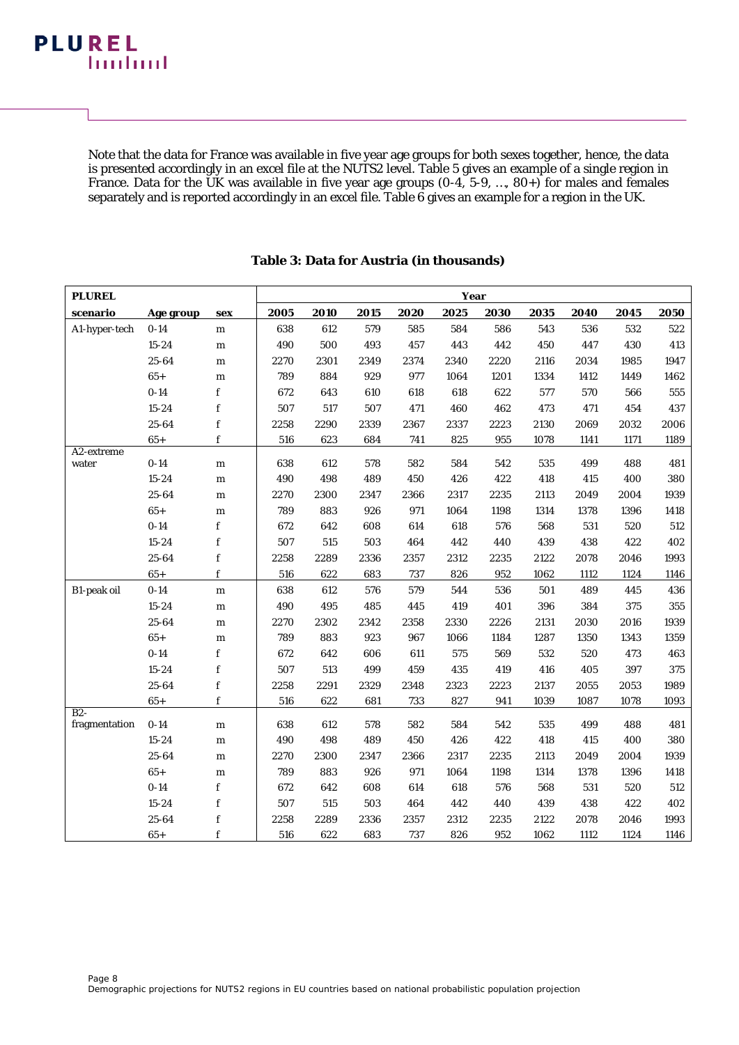Note that the data for France was available in five year age groups for both sexes together, hence, the data is presented accordingly in an excel file at the NUTS2 level. Table 5 gives an example of a single region in France. Data for the UK was available in five year age groups (0-4, 5-9, …, 80+) for males and females separately and is reported accordingly in an excel file. Table 6 gives an example for a region in the UK.

**Table 3: Data for Austria (in thousands)**

| PLUREL | | | Year | | | | | | | | | |
|---|---|---|---|---|---|---|---|---|---|---|---|---|
| **scenario** | **Age group** | **sex** | **2005** | **2010** | **2015** | **2020** | **2025** | **2030** | **2035** | **2040** | **2045** | **2050** |
| A1-hyper-tech | 0-14 | m | 638 | 612 | 579 | 585 | 584 | 586 | 543 | 536 | 532 | 522 |
| | 15-24 | m | 490 | 500 | 493 | 457 | 443 | 442 | 450 | 447 | 430 | 413 |
| | 25-64 | m | 2270 | 2301 | 2349 | 2374 | 2340 | 2220 | 2116 | 2034 | 1985 | 1947 |
| | 65+ | m | 789 | 884 | 929 | 977 | 1064 | 1201 | 1334 | 1412 | 1449 | 1462 |
| | 0-14 | f | 672 | 643 | 610 | 618 | 618 | 622 | 577 | 570 | 566 | 555 |
| | 15-24 | f | 507 | 517 | 507 | 471 | 460 | 462 | 473 | 471 | 454 | 437 |
| | 25-64 | f | 2258 | 2290 | 2339 | 2367 | 2337 | 2223 | 2130 | 2069 | 2032 | 2006 |
| | 65+ | f | 516 | 623 | 684 | 741 | 825 | 955 | 1078 | 1141 | 1171 | 1189 |
| A2-extreme water | 0-14 | m | 638 | 612 | 578 | 582 | 584 | 542 | 535 | 499 | 488 | 481 |
| | 15-24 | m | 490 | 498 | 489 | 450 | 426 | 422 | 418 | 415 | 400 | 380 |
| | 25-64 | m | 2270 | 2300 | 2347 | 2366 | 2317 | 2235 | 2113 | 2049 | 2004 | 1939 |
| | 65+ | m | 789 | 883 | 926 | 971 | 1064 | 1198 | 1314 | 1378 | 1396 | 1418 |
| | 0-14 | f | 672 | 642 | 608 | 614 | 618 | 576 | 568 | 531 | 520 | 512 |
| | 15-24 | f | 507 | 515 | 503 | 464 | 442 | 440 | 439 | 438 | 422 | 402 |
| | 25-64 | f | 2258 | 2289 | 2336 | 2357 | 2312 | 2235 | 2122 | 2078 | 2046 | 1993 |
| | 65+ | f | 516 | 622 | 683 | 737 | 826 | 952 | 1062 | 1112 | 1124 | 1146 |
| B1-peak oil | 0-14 | m | 638 | 612 | 576 | 579 | 544 | 536 | 501 | 489 | 445 | 436 |
| | 15-24 | m | 490 | 495 | 485 | 445 | 419 | 401 | 396 | 384 | 375 | 355 |
| | 25-64 | m | 2270 | 2302 | 2342 | 2358 | 2330 | 2226 | 2131 | 2030 | 2016 | 1939 |
| | 65+ | m | 789 | 883 | 923 | 967 | 1066 | 1184 | 1287 | 1350 | 1343 | 1359 |
| | 0-14 | f | 672 | 642 | 606 | 611 | 575 | 569 | 532 | 520 | 473 | 463 |
| | 15-24 | f | 507 | 513 | 499 | 459 | 435 | 419 | 416 | 405 | 397 | 375 |
| | 25-64 | f | 2258 | 2291 | 2329 | 2348 | 2323 | 2223 | 2137 | 2055 | 2053 | 1989 |
| | 65+ | f | 516 | 622 | 681 | 733 | 827 | 941 | 1039 | 1087 | 1078 | 1093 |
| B2-fragmentation | 0-14 | m | 638 | 612 | 578 | 582 | 584 | 542 | 535 | 499 | 488 | 481 |
| | 15-24 | m | 490 | 498 | 489 | 450 | 426 | 422 | 418 | 415 | 400 | 380 |
| | 25-64 | m | 2270 | 2300 | 2347 | 2366 | 2317 | 2235 | 2113 | 2049 | 2004 | 1939 |
| | 65+ | m | 789 | 883 | 926 | 971 | 1064 | 1198 | 1314 | 1378 | 1396 | 1418 |
| | 0-14 | f | 672 | 642 | 608 | 614 | 618 | 576 | 568 | 531 | 520 | 512 |
| | 15-24 | f | 507 | 515 | 503 | 464 | 442 | 440 | 439 | 438 | 422 | 402 |
| | 25-64 | f | 2258 | 2289 | 2336 | 2357 | 2312 | 2235 | 2122 | 2078 | 2046 | 1993 |
| | 65+ | f | 516 | 622 | 683 | 737 | 826 | 952 | 1062 | 1112 | 1124 | 1146 |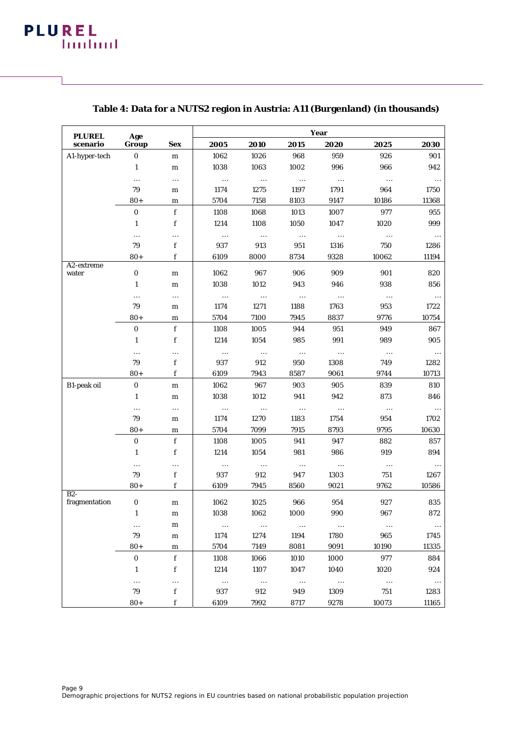**Table 4: Data for a NUTS2 region in Austria: A11 (Burgenland) (in thousands)**

| PLUREL scenario | Age Group | Sex | Year | | | | | |
|---|---|---|---|---|---|---|---|---|
| | | | 2005 | 2010 | 2015 | 2020 | 2025 | 2030 |
| A1-hyper-tech | 0 | m | 1062 | 1026 | 968 | 959 | 926 | 901 |
| | 1 | m | 1038 | 1063 | 1002 | 996 | 966 | 942 |
| | … | … | … | … | … | … | … | … |
| | 79 | m | 1174 | 1275 | 1197 | 1791 | 964 | 1750 |
| | 80+ | m | 5704 | 7158 | 8103 | 9147 | 10186 | 11368 |
| | 0 | f | 1108 | 1068 | 1013 | 1007 | 977 | 955 |
| | 1 | f | 1214 | 1108 | 1050 | 1047 | 1020 | 999 |
| | … | … | … | … | … | … | … | … |
| | 79 | f | 937 | 913 | 951 | 1316 | 750 | 1286 |
| | 80+ | f | 6109 | 8000 | 8734 | 9328 | 10062 | 11194 |
| A2-extreme water | 0 | m | 1062 | 967 | 906 | 909 | 901 | 820 |
| | 1 | m | 1038 | 1012 | 943 | 946 | 938 | 856 |
| | … | … | … | … | … | … | … | … |
| | 79 | m | 1174 | 1271 | 1188 | 1763 | 953 | 1722 |
| | 80+ | m | 5704 | 7100 | 7945 | 8837 | 9776 | 10754 |
| | 0 | f | 1108 | 1005 | 944 | 951 | 949 | 867 |
| | 1 | f | 1214 | 1054 | 985 | 991 | 989 | 905 |
| | … | … | … | … | … | … | … | … |
| | 79 | f | 937 | 912 | 950 | 1308 | 749 | 1282 |
| | 80+ | f | 6109 | 7943 | 8587 | 9061 | 9744 | 10713 |
| B1-peak oil | 0 | m | 1062 | 967 | 903 | 905 | 839 | 810 |
| | 1 | m | 1038 | 1012 | 941 | 942 | 873 | 846 |
| | … | … | … | … | … | … | … | … |
| | 79 | m | 1174 | 1270 | 1183 | 1754 | 954 | 1702 |
| | 80+ | m | 5704 | 7099 | 7915 | 8793 | 9795 | 10630 |
| | 0 | f | 1108 | 1005 | 941 | 947 | 882 | 857 |
| | 1 | f | 1214 | 1054 | 981 | 986 | 919 | 894 |
| | … | … | … | … | … | … | … | … |
| | 79 | f | 937 | 912 | 947 | 1303 | 751 | 1267 |
| | 80+ | f | 6109 | 7945 | 8560 | 9021 | 9762 | 10586 |
| B2-fragmentation | 0 | m | 1062 | 1025 | 966 | 954 | 927 | 835 |
| | 1 | m | 1038 | 1062 | 1000 | 990 | 967 | 872 |
| | … | m | … | … | … | … | … | … |
| | 79 | m | 1174 | 1274 | 1194 | 1780 | 965 | 1745 |
| | 80+ | m | 5704 | 7149 | 8081 | 9091 | 10190 | 11335 |
| | 0 | f | 1108 | 1066 | 1010 | 1000 | 977 | 884 |
| | 1 | f | 1214 | 1107 | 1047 | 1040 | 1020 | 924 |
| | … | … | … | … | … | … | … | … |
| | 79 | f | 937 | 912 | 949 | 1309 | 751 | 1283 |
| | 80+ | f | 6109 | 7992 | 8717 | 9278 | 10073 | 11165 |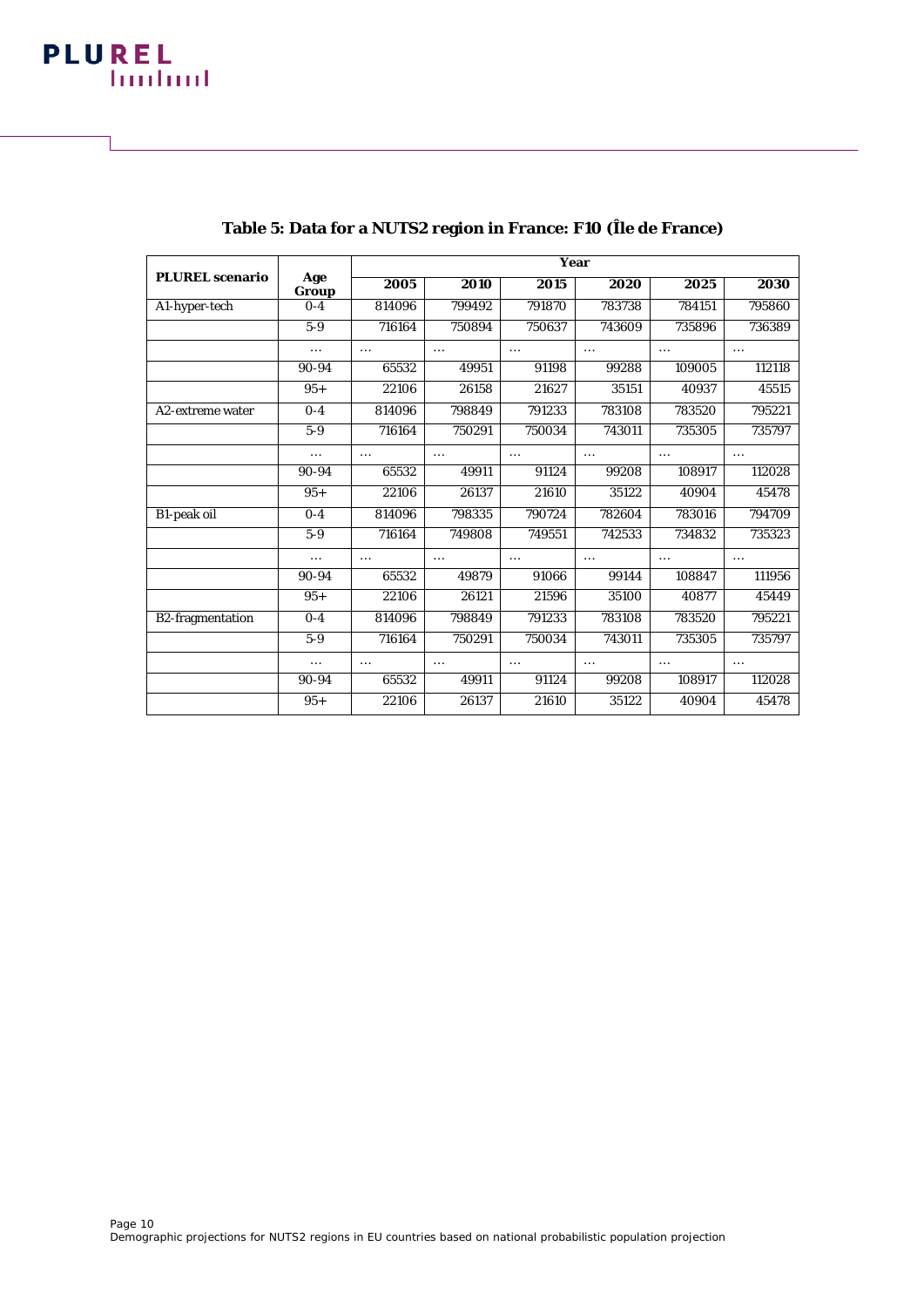**Table 5: Data for a NUTS2 region in France: F10 (Île de France)**

| PLUREL scenario | Age Group | Year | | | | | |
|---|---|---|---|---|---|---|---|
| | | 2005 | 2010 | 2015 | 2020 | 2025 | 2030 |
| A1-hyper-tech | 0-4 | 814096 | 799492 | 791870 | 783738 | 784151 | 795860 |
| | 5-9 | 716164 | 750894 | 750637 | 743609 | 735896 | 736389 |
| | … | … | … | … | … | … | … |
| | 90-94 | 65532 | 49951 | 91198 | 99288 | 109005 | 112118 |
| | 95+ | 22106 | 26158 | 21627 | 35151 | 40937 | 45515 |
| A2-extreme water | 0-4 | 814096 | 798849 | 791233 | 783108 | 783520 | 795221 |
| | 5-9 | 716164 | 750291 | 750034 | 743011 | 735305 | 735797 |
| | … | … | … | … | … | … | … |
| | 90-94 | 65532 | 49911 | 91124 | 99208 | 108917 | 112028 |
| | 95+ | 22106 | 26137 | 21610 | 35122 | 40904 | 45478 |
| B1-peak oil | 0-4 | 814096 | 798335 | 790724 | 782604 | 783016 | 794709 |
| | 5-9 | 716164 | 749808 | 749551 | 742533 | 734832 | 735323 |
| | … | … | … | … | … | … | … |
| | 90-94 | 65532 | 49879 | 91066 | 99144 | 108847 | 111956 |
| | 95+ | 22106 | 26121 | 21596 | 35100 | 40877 | 45449 |
| B2-fragmentation | 0-4 | 814096 | 798849 | 791233 | 783108 | 783520 | 795221 |
| | 5-9 | 716164 | 750291 | 750034 | 743011 | 735305 | 735797 |
| | … | … | … | … | … | … | … |
| | 90-94 | 65532 | 49911 | 91124 | 99208 | 108917 | 112028 |
| | 95+ | 22106 | 26137 | 21610 | 35122 | 40904 | 45478 |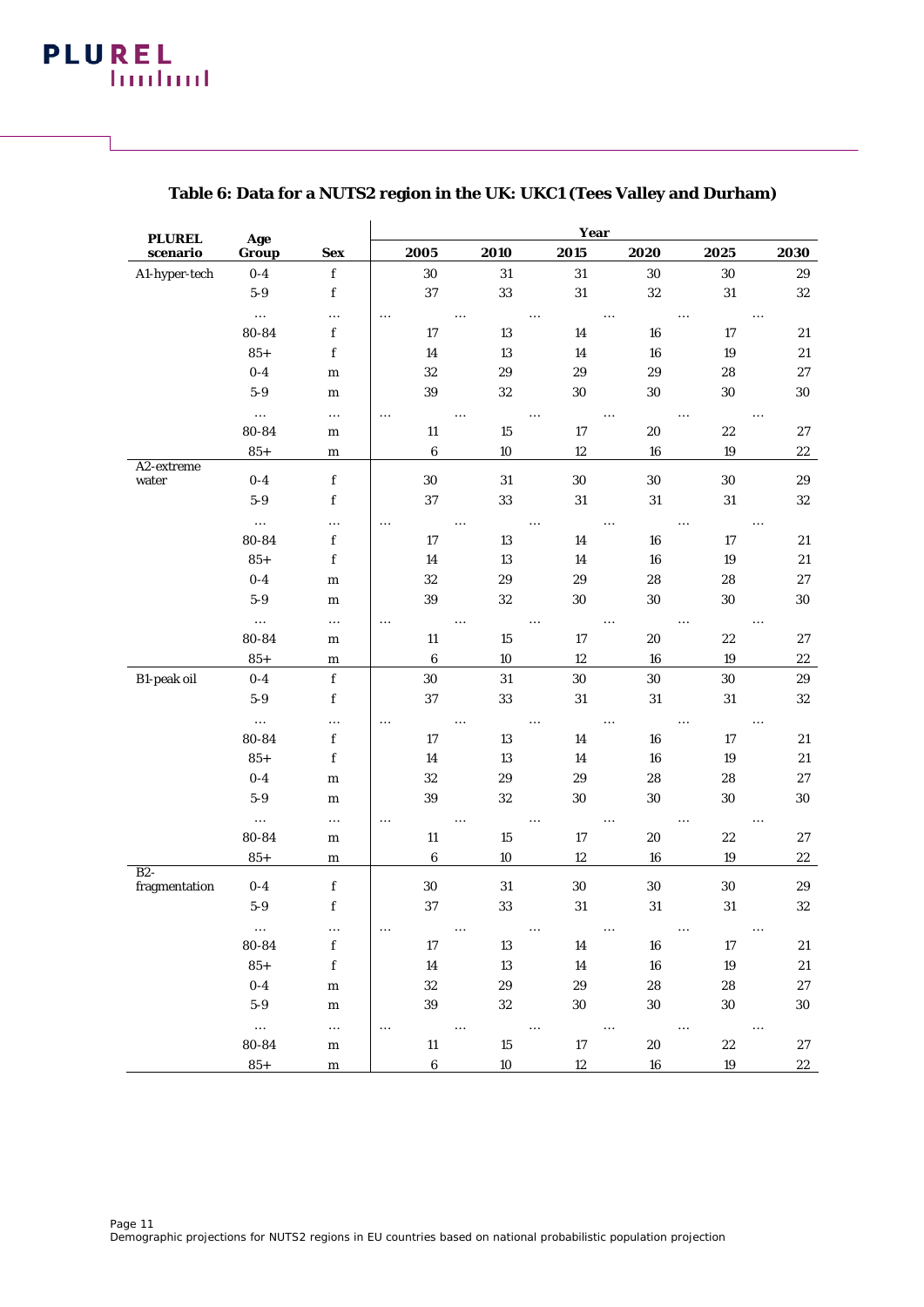## Table 6: Data for a NUTS2 region in the UK: UKC1 (Tees Valley and Durham)

| PLUREL scenario | Age Group | Sex | Year | | | | | |
|---|---|---|---|---|---|---|---|---|
| | | | 2005 | 2010 | 2015 | 2020 | 2025 | 2030 |
| A1-hyper-tech | 0-4 | f | 30 | 31 | 31 | 30 | 30 | 29 |
| | 5-9 | f | 37 | 33 | 31 | 32 | 31 | 32 |
| | … | … | … | … | … | … | … | … |
| | 80-84 | f | 17 | 13 | 14 | 16 | 17 | 21 |
| | 85+ | f | 14 | 13 | 14 | 16 | 19 | 21 |
| | 0-4 | m | 32 | 29 | 29 | 29 | 28 | 27 |
| | 5-9 | m | 39 | 32 | 30 | 30 | 30 | 30 |
| | … | … | … | … | … | … | … | … |
| | 80-84 | m | 11 | 15 | 17 | 20 | 22 | 27 |
| | 85+ | m | 6 | 10 | 12 | 16 | 19 | 22 |
| A2-extreme water | 0-4 | f | 30 | 31 | 30 | 30 | 30 | 29 |
| | 5-9 | f | 37 | 33 | 31 | 31 | 31 | 32 |
| | … | … | … | … | … | … | … | … |
| | 80-84 | f | 17 | 13 | 14 | 16 | 17 | 21 |
| | 85+ | f | 14 | 13 | 14 | 16 | 19 | 21 |
| | 0-4 | m | 32 | 29 | 29 | 28 | 28 | 27 |
| | 5-9 | m | 39 | 32 | 30 | 30 | 30 | 30 |
| | … | … | … | … | … | … | … | … |
| | 80-84 | m | 11 | 15 | 17 | 20 | 22 | 27 |
| | 85+ | m | 6 | 10 | 12 | 16 | 19 | 22 |
| B1-peak oil | 0-4 | f | 30 | 31 | 30 | 30 | 30 | 29 |
| | 5-9 | f | 37 | 33 | 31 | 31 | 31 | 32 |
| | … | … | … | … | … | … | … | … |
| | 80-84 | f | 17 | 13 | 14 | 16 | 17 | 21 |
| | 85+ | f | 14 | 13 | 14 | 16 | 19 | 21 |
| | 0-4 | m | 32 | 29 | 29 | 28 | 28 | 27 |
| | 5-9 | m | 39 | 32 | 30 | 30 | 30 | 30 |
| | … | … | … | … | … | … | … | … |
| | 80-84 | m | 11 | 15 | 17 | 20 | 22 | 27 |
| | 85+ | m | 6 | 10 | 12 | 16 | 19 | 22 |
| B2-fragmentation | 0-4 | f | 30 | 31 | 30 | 30 | 30 | 29 |
| | 5-9 | f | 37 | 33 | 31 | 31 | 31 | 32 |
| | … | … | … | … | … | … | … | … |
| | 80-84 | f | 17 | 13 | 14 | 16 | 17 | 21 |
| | 85+ | f | 14 | 13 | 14 | 16 | 19 | 21 |
| | 0-4 | m | 32 | 29 | 29 | 28 | 28 | 27 |
| | 5-9 | m | 39 | 32 | 30 | 30 | 30 | 30 |
| | … | … | … | … | … | … | … | … |
| | 80-84 | m | 11 | 15 | 17 | 20 | 22 | 27 |
| | 85+ | m | 6 | 10 | 12 | 16 | 19 | 22 |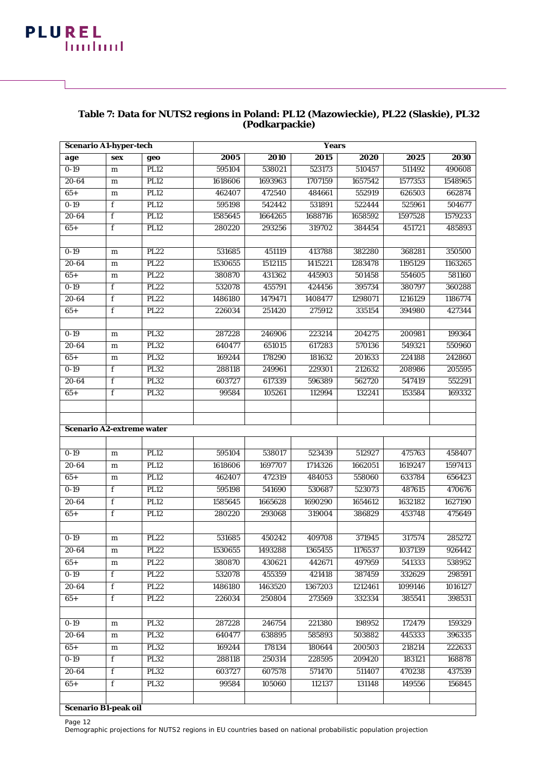**Table 7: Data for NUTS2 regions in Poland: PL12 (Mazowieckie), PL22 (Slaskie), PL32 (Podkarpackie)**

| Scenario A1-hyper-tech | | | Years | | | | | |
|---|---|---|---|---|---|---|---|---|
| age | sex | geo | 2005 | 2010 | 2015 | 2020 | 2025 | 2030 |
| 0-19 | m | PL12 | 595104 | 538021 | 523173 | 510457 | 511492 | 490608 |
| 20-64 | m | PL12 | 1618606 | 1693963 | 1707159 | 1657542 | 1577353 | 1548965 |
| 65+ | m | PL12 | 462407 | 472540 | 484661 | 552919 | 626503 | 662874 |
| 0-19 | f | PL12 | 595198 | 542442 | 531891 | 522444 | 525961 | 504677 |
| 20-64 | f | PL12 | 1585645 | 1664265 | 1688716 | 1658592 | 1597528 | 1579233 |
| 65+ | f | PL12 | 280220 | 293256 | 319702 | 384454 | 451721 | 485893 |
| | | | | | | | | |
| 0-19 | m | PL22 | 531685 | 451119 | 413788 | 382280 | 368281 | 350500 |
| 20-64 | m | PL22 | 1530655 | 1512115 | 1415221 | 1283478 | 1195129 | 1163265 |
| 65+ | m | PL22 | 380870 | 431362 | 445903 | 501458 | 554605 | 581160 |
| 0-19 | f | PL22 | 532078 | 455791 | 424456 | 395734 | 380797 | 360288 |
| 20-64 | f | PL22 | 1486180 | 1479471 | 1408477 | 1298071 | 1216129 | 1186774 |
| 65+ | f | PL22 | 226034 | 251420 | 275912 | 335154 | 394980 | 427344 |
| | | | | | | | | |
| 0-19 | m | PL32 | 287228 | 246906 | 223214 | 204275 | 200981 | 199364 |
| 20-64 | m | PL32 | 640477 | 651015 | 617283 | 570136 | 549321 | 550960 |
| 65+ | m | PL32 | 169244 | 178290 | 181632 | 201633 | 224188 | 242860 |
| 0-19 | f | PL32 | 288118 | 249961 | 229301 | 212632 | 208986 | 205595 |
| 20-64 | f | PL32 | 603727 | 617339 | 596389 | 562720 | 547419 | 552291 |
| 65+ | f | PL32 | 99584 | 105261 | 112994 | 132241 | 153584 | 169332 |
| | | | | | | | | |
| | | | | | | | | |
| **Scenario A2-extreme water** | | | | | | | | |
| | | | | | | | | |
| 0-19 | m | PL12 | 595104 | 538017 | 523439 | 512927 | 475763 | 458407 |
| 20-64 | m | PL12 | 1618606 | 1697707 | 1714326 | 1662051 | 1619247 | 1597413 |
| 65+ | m | PL12 | 462407 | 472319 | 484053 | 558060 | 633784 | 656423 |
| 0-19 | f | PL12 | 595198 | 541690 | 530687 | 523073 | 487615 | 470676 |
| 20-64 | f | PL12 | 1585645 | 1665628 | 1690290 | 1654612 | 1632182 | 1627190 |
| 65+ | f | PL12 | 280220 | 293068 | 319004 | 386829 | 453748 | 475649 |
| | | | | | | | | |
| 0-19 | m | PL22 | 531685 | 450242 | 409708 | 371945 | 317574 | 285272 |
| 20-64 | m | PL22 | 1530655 | 1493288 | 1365455 | 1176537 | 1037139 | 926442 |
| 65+ | m | PL22 | 380870 | 430621 | 442671 | 497959 | 541333 | 538952 |
| 0-19 | f | PL22 | 532078 | 455359 | 421418 | 387459 | 332629 | 298591 |
| 20-64 | f | PL22 | 1486180 | 1463520 | 1367203 | 1212461 | 1099146 | 1016127 |
| 65+ | f | PL22 | 226034 | 250804 | 273569 | 332334 | 385541 | 398531 |
| | | | | | | | | |
| 0-19 | m | PL32 | 287228 | 246754 | 221380 | 198952 | 172479 | 159329 |
| 20-64 | m | PL32 | 640477 | 638895 | 585893 | 503882 | 445333 | 396335 |
| 65+ | m | PL32 | 169244 | 178134 | 180644 | 200503 | 218214 | 222633 |
| 0-19 | f | PL32 | 288118 | 250314 | 228595 | 209420 | 183121 | 168878 |
| 20-64 | f | PL32 | 603727 | 607578 | 571470 | 511407 | 470238 | 437539 |
| 65+ | f | PL32 | 99584 | 105060 | 112137 | 131148 | 149556 | 156845 |
| | | | | | | | | |
| **Scenario B1-peak oil** | | | | | | | | |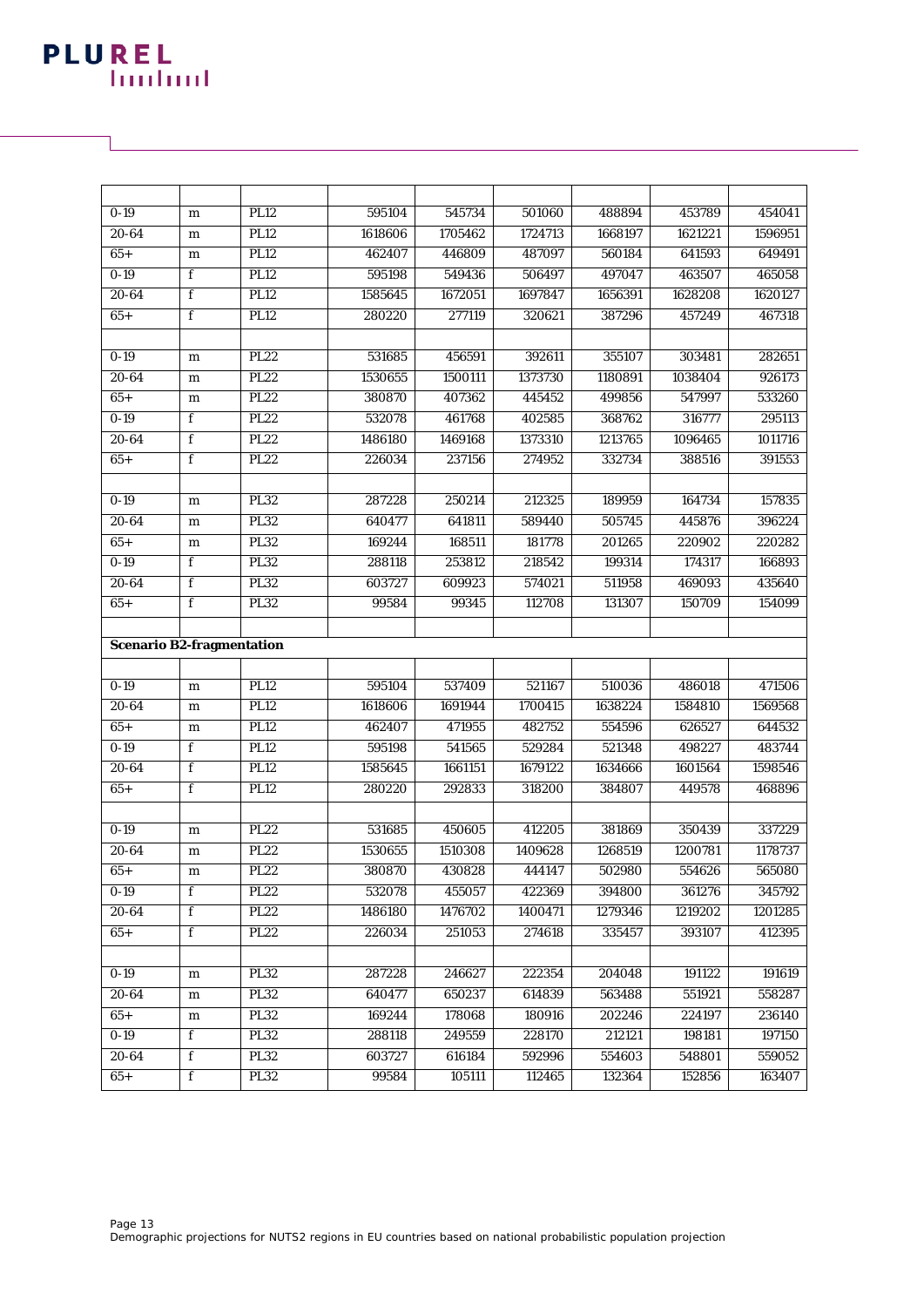| | | | | | | | | |
|---|---|---|---|---|---|---|---|---|
| 0-19 | m | PL12 | 595104 | 545734 | 501060 | 488894 | 453789 | 454041 |
| 20-64 | m | PL12 | 1618606 | 1705462 | 1724713 | 1668197 | 1621221 | 1596951 |
| 65+ | m | PL12 | 462407 | 446809 | 487097 | 560184 | 641593 | 649491 |
| 0-19 | f | PL12 | 595198 | 549436 | 506497 | 497047 | 463507 | 465058 |
| 20-64 | f | PL12 | 1585645 | 1672051 | 1697847 | 1656391 | 1628208 | 1620127 |
| 65+ | f | PL12 | 280220 | 277119 | 320621 | 387296 | 457249 | 467318 |
| | | | | | | | | |
| 0-19 | m | PL22 | 531685 | 456591 | 392611 | 355107 | 303481 | 282651 |
| 20-64 | m | PL22 | 1530655 | 1500111 | 1373730 | 1180891 | 1038404 | 926173 |
| 65+ | m | PL22 | 380870 | 407362 | 445452 | 499856 | 547997 | 533260 |
| 0-19 | f | PL22 | 532078 | 461768 | 402585 | 368762 | 316777 | 295113 |
| 20-64 | f | PL22 | 1486180 | 1469168 | 1373310 | 1213765 | 1096465 | 1011716 |
| 65+ | f | PL22 | 226034 | 237156 | 274952 | 332734 | 388516 | 391553 |
| | | | | | | | | |
| 0-19 | m | PL32 | 287228 | 250214 | 212325 | 189959 | 164734 | 157835 |
| 20-64 | m | PL32 | 640477 | 641811 | 589440 | 505745 | 445876 | 396224 |
| 65+ | m | PL32 | 169244 | 168511 | 181778 | 201265 | 220902 | 220282 |
| 0-19 | f | PL32 | 288118 | 253812 | 218542 | 199314 | 174317 | 166893 |
| 20-64 | f | PL32 | 603727 | 609923 | 574021 | 511958 | 469093 | 435640 |
| 65+ | f | PL32 | 99584 | 99345 | 112708 | 131307 | 150709 | 154099 |
| | | | | | | | | |
| **Scenario B2-fragmentation** | | | | | | | | |
| | | | | | | | | |
| 0-19 | m | PL12 | 595104 | 537409 | 521167 | 510036 | 486018 | 471506 |
| 20-64 | m | PL12 | 1618606 | 1691944 | 1700415 | 1638224 | 1584810 | 1569568 |
| 65+ | m | PL12 | 462407 | 471955 | 482752 | 554596 | 626527 | 644532 |
| 0-19 | f | PL12 | 595198 | 541565 | 529284 | 521348 | 498227 | 483744 |
| 20-64 | f | PL12 | 1585645 | 1661151 | 1679122 | 1634666 | 1601564 | 1598546 |
| 65+ | f | PL12 | 280220 | 292833 | 318200 | 384807 | 449578 | 468896 |
| | | | | | | | | |
| 0-19 | m | PL22 | 531685 | 450605 | 412205 | 381869 | 350439 | 337229 |
| 20-64 | m | PL22 | 1530655 | 1510308 | 1409628 | 1268519 | 1200781 | 1178737 |
| 65+ | m | PL22 | 380870 | 430828 | 444147 | 502980 | 554626 | 565080 |
| 0-19 | f | PL22 | 532078 | 455057 | 422369 | 394800 | 361276 | 345792 |
| 20-64 | f | PL22 | 1486180 | 1476702 | 1400471 | 1279346 | 1219202 | 1201285 |
| 65+ | f | PL22 | 226034 | 251053 | 274618 | 335457 | 393107 | 412395 |
| | | | | | | | | |
| 0-19 | m | PL32 | 287228 | 246627 | 222354 | 204048 | 191122 | 191619 |
| 20-64 | m | PL32 | 640477 | 650237 | 614839 | 563488 | 551921 | 558287 |
| 65+ | m | PL32 | 169244 | 178068 | 180916 | 202246 | 224197 | 236140 |
| 0-19 | f | PL32 | 288118 | 249559 | 228170 | 212121 | 198181 | 197150 |
| 20-64 | f | PL32 | 603727 | 616184 | 592996 | 554603 | 548801 | 559052 |
| 65+ | f | PL32 | 99584 | 105111 | 112465 | 132364 | 152856 | 163407 |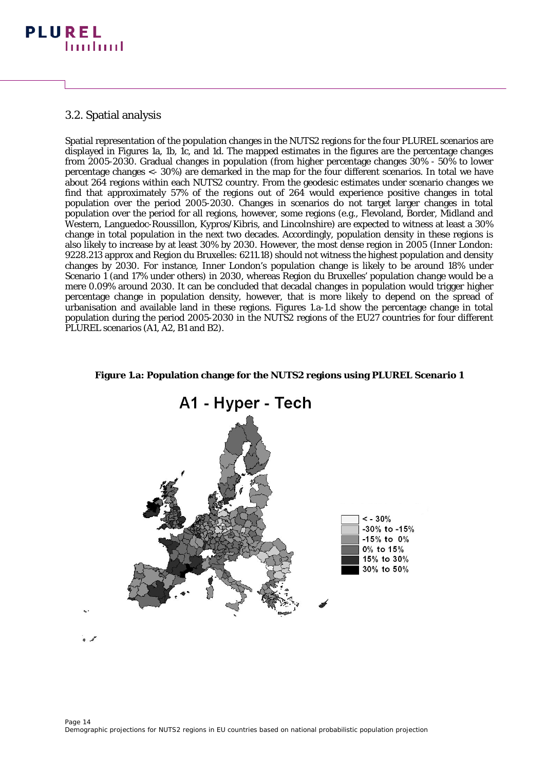## 3.2. Spatial analysis

Spatial representation of the population changes in the NUTS2 regions for the four PLUREL scenarios are displayed in Figures 1a, 1b, 1c, and 1d. The mapped estimates in the figures are the percentage changes from 2005-2030. Gradual changes in population (from higher percentage changes 30% - 50% to lower percentage changes <- 30%) are demarked in the map for the four different scenarios. In total we have about 264 regions within each NUTS2 country. From the geodesic estimates under scenario changes we find that approximately 57% of the regions out of 264 would experience positive changes in total population over the period 2005-2030. Changes in scenarios do not target larger changes in total population over the period for all regions, however, some regions (e.g., Flevoland, Border, Midland and Western, Languedoc-Roussillon, Kypros/Kibris, and Lincolnshire) are expected to witness at least a 30% change in total population in the next two decades. Accordingly, population density in these regions is also likely to increase by at least 30% by 2030. However, the most dense region in 2005 (Inner London: 9228.213 approx and Region du Bruxelles: 6211.18) should not witness the highest population and density changes by 2030. For instance, Inner London's population change is likely to be around 18% under Scenario 1 (and 17% under others) in 2030, whereas Region du Bruxelles' population change would be a mere 0.09% around 2030. It can be concluded that decadal changes in population would trigger higher percentage change in population density, however, that is more likely to depend on the spread of urbanisation and available land in these regions. Figures 1.a-1.d show the percentage change in total population during the period 2005-2030 in the NUTS2 regions of the EU27 countries for four different PLUREL scenarios (A1, A2, B1 and B2).

**Figure 1.a: Population change for the NUTS2 regions using PLUREL Scenario 1**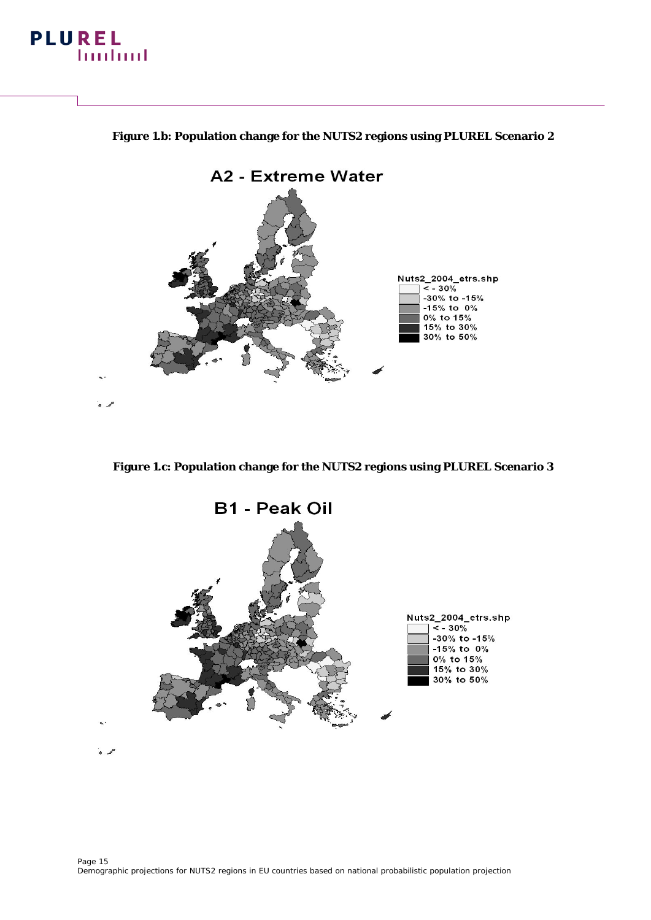**Figure 1.b: Population change for the NUTS2 regions using PLUREL Scenario 2**

A2 - Extreme Water

Nuts2_2004_etrs.shp
- < - 30%
- -30% to -15%
- -15% to 0%
- 0% to 15%
- 15% to 30%
- 30% to 50%

**Figure 1.c: Population change for the NUTS2 regions using PLUREL Scenario 3**

B1 - Peak Oil

Nuts2_2004_etrs.shp
- < - 30%
- -30% to -15%
- -15% to 0%
- 0% to 15%
- 15% to 30%
- 30% to 50%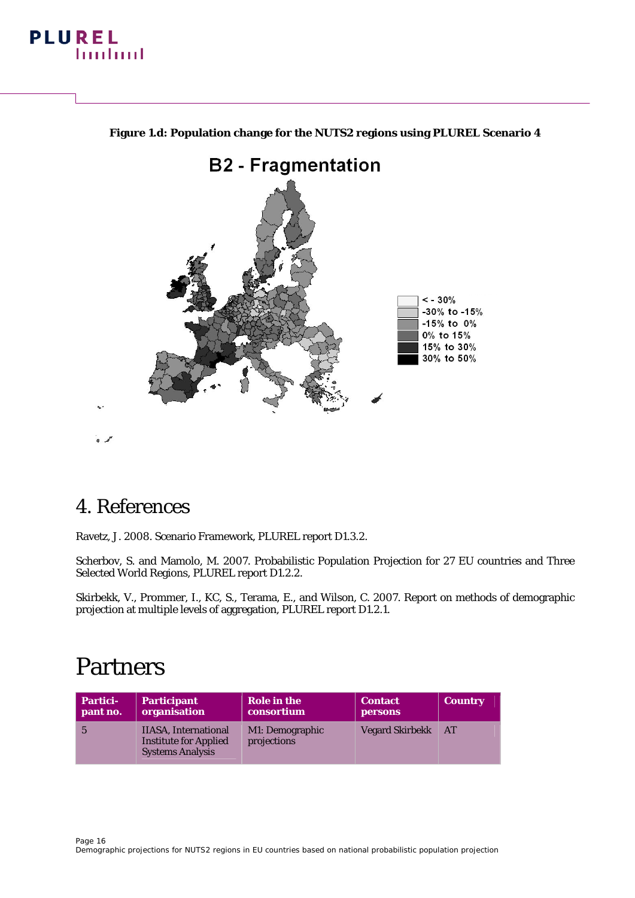**Figure 1.d: Population change for the NUTS2 regions using PLUREL Scenario 4**

B2 - Fragmentation

< - 30%
-30% to -15%
-15% to 0%
0% to 15%
15% to 30%
30% to 50%

# 4. References

Ravetz, J. 2008. Scenario Framework, PLUREL report D1.3.2.

Scherbov, S. and Mamolo, M. 2007. Probabilistic Population Projection for 27 EU countries and Three Selected World Regions, PLUREL report D1.2.2.

Skirbekk, V., Prommer, I., KC, S., Terama, E., and Wilson, C. 2007. Report on methods of demographic projection at multiple levels of aggregation, PLUREL report D1.2.1.

# Partners

| Partici-pant no. | Participant organisation | Role in the consortium | Contact persons | Country |
|---|---|---|---|---|
| 5 | IIASA, International Institute for Applied Systems Analysis | M1: Demographic projections | Vegard Skirbekk | AT |